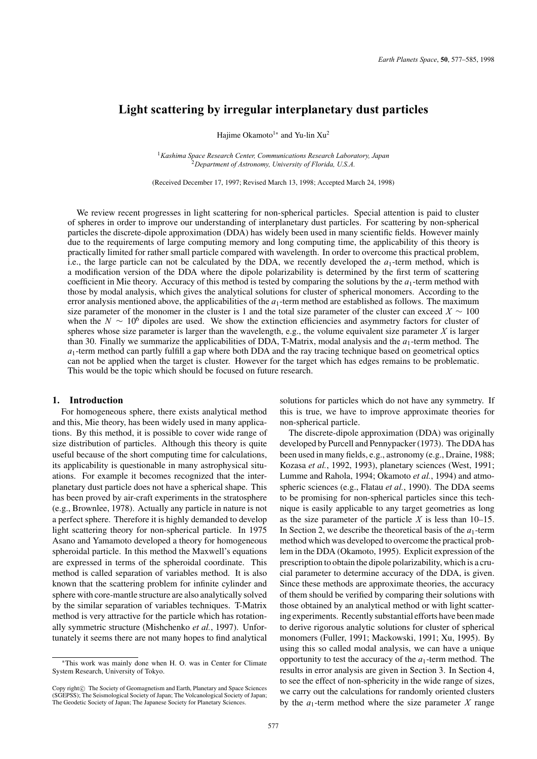# Light scattering by irregular interplanetary dust particles

Hajime Okamoto[1*] and Yu-lin Xu[2]

[1] *Kashima Space Research Center, Communications Research Laboratory, Japan*
[2] *Department of Astronomy, University of Florida, U.S.A.*

(Received December 17, 1997; Revised March 13, 1998; Accepted March 24, 1998)

We review recent progresses in light scattering for non-spherical particles. Special attention is paid to cluster of spheres in order to improve our understanding of interplanetary dust particles. For scattering by non-spherical particles the discrete-dipole approximation (DDA) has widely been used in many scientific fields. However mainly due to the requirements of large computing memory and long computing time, the applicability of this theory is practically limited for rather small particle compared with wavelength. In order to overcome this practical problem, i.e., the large particle can not be calculated by the DDA, we recently developed the $a_1$-term method, which is a modification version of the DDA where the dipole polarizability is determined by the first term of scattering coefficient in Mie theory. Accuracy of this method is tested by comparing the solutions by the $a_1$-term method with those by modal analysis, which gives the analytical solutions for cluster of spherical monomers. According to the error analysis mentioned above, the applicabilities of the $a_1$-term method are established as follows. The maximum size parameter of the monomer in the cluster is 1 and the total size parameter of the cluster can exceed $X \sim 100$ when the $N \sim 10^6$ dipoles are used. We show the extinction efficiencies and asymmetry factors for cluster of spheres whose size parameter is larger than the wavelength, e.g., the volume equivalent size parameter $X$ is larger than 30. Finally we summarize the applicabilities of DDA, T-Matrix, modal analysis and the $a_1$-term method. The $a_1$-term method can partly fulfill a gap where both DDA and the ray tracing technique based on geometrical optics can not be applied when the target is cluster. However for the target which has edges remains to be problematic. This would be the topic which should be focused on future research.

## 1. Introduction

For homogeneous sphere, there exists analytical method and this, Mie theory, has been widely used in many applications. By this method, it is possible to cover wide range of size distribution of particles. Although this theory is quite useful because of the short computing time for calculations, its applicability is questionable in many astrophysical situations. For example it becomes recognized that the interplanetary dust particle does not have a spherical shape. This has been proved by air-craft experiments in the stratosphere (e.g., Brownlee, 1978). Actually any particle in nature is not a perfect sphere. Therefore it is highly demanded to develop light scattering theory for non-spherical particle. In 1975 Asano and Yamamoto developed a theory for homogeneous spheroidal particle. In this method the Maxwell's equations are expressed in terms of the spheroidal coordinate. This method is called separation of variables method. It is also known that the scattering problem for infinite cylinder and sphere with core-mantle structure are also analytically solved by the similar separation of variables techniques. T-Matrix method is very attractive for the particle which has rotationally symmetric structure (Mishchenko *et al.*, 1997). Unfortunately it seems there are not many hopes to find analytical solutions for particles which do not have any symmetry. If this is true, we have to improve approximate theories for non-spherical particle.

The discrete-dipole approximation (DDA) was originally developed by Purcell and Pennypacker (1973). The DDA has been used in many fields, e.g., astronomy (e.g., Draine, 1988; Kozasa *et al.*, 1992, 1993), planetary sciences (West, 1991; Lumme and Rahola, 1994; Okamoto *et al.*, 1994) and atmospheric sciences (e.g., Flatau *et al.*, 1990). The DDA seems to be promising for non-spherical particles since this technique is easily applicable to any target geometries as long as the size parameter of the particle $X$ is less than 10–15. In Section 2, we describe the theoretical basis of the $a_1$-term method which was developed to overcome the practical problem in the DDA (Okamoto, 1995). Explicit expression of the prescription to obtain the dipole polarizability, which is a crucial parameter to determine accuracy of the DDA, is given. Since these methods are approximate theories, the accuracy of them should be verified by comparing their solutions with those obtained by an analytical method or with light scattering experiments. Recently substantial efforts have been made to derive rigorous analytic solutions for cluster of spherical monomers (Fuller, 1991; Mackowski, 1991; Xu, 1995). By using this so called modal analysis, we can have a unique opportunity to test the accuracy of the $a_1$-term method. The results in error analysis are given in Section 3. In Section 4, to see the effect of non-sphericity in the wide range of sizes, we carry out the calculations for randomly oriented clusters by the $a_1$-term method where the size parameter $X$ range

---

*This work was mainly done when H. O. was in Center for Climate System Research, University of Tokyo.

Copy right© The Society of Geomagnetism and Earth, Planetary and Space Sciences (SGEPSS); The Seismological Society of Japan; The Volcanological Society of Japan; The Geodetic Society of Japan; The Japanese Society for Planetary Sciences.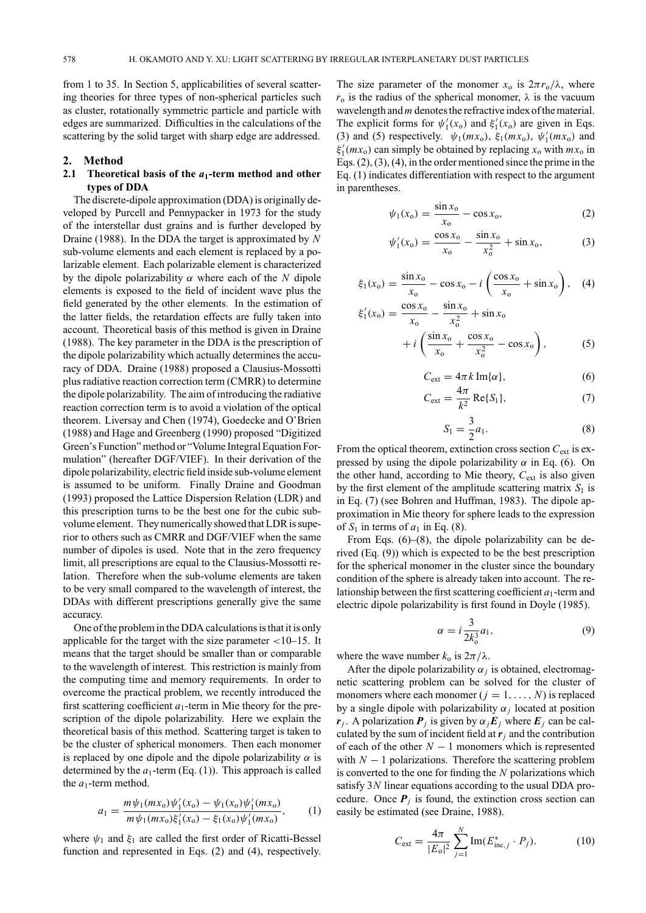from 1 to 35. In Section 5, applicabilities of several scattering theories for three types of non-spherical particles such as cluster, rotationally symmetric particle and particle with edges are summarized. Difficulties in the calculations of the scattering by the solid target with sharp edge are addressed.

## 2. Method

### 2.1 Theoretical basis of the $a_1$-term method and other types of DDA

The discrete-dipole approximation (DDA) is originally developed by Purcell and Pennypacker in 1973 for the study of the interstellar dust grains and is further developed by Draine (1988). In the DDA the target is approximated by $N$ sub-volume elements and each element is replaced by a polarizable element. Each polarizable element is characterized by the dipole polarizability $\alpha$ where each of the $N$ dipole elements is exposed to the field of incident wave plus the field generated by the other elements. In the estimation of the latter fields, the retardation effects are fully taken into account. Theoretical basis of this method is given in Draine (1988). The key parameter in the DDA is the prescription of the dipole polarizability which actually determines the accuracy of DDA. Draine (1988) proposed a Clausius-Mossotti plus radiative reaction correction term (CMRR) to determine the dipole polarizability. The aim of introducing the radiative reaction correction term is to avoid a violation of the optical theorem. Liversay and Chen (1974), Goedecke and O'Brien (1988) and Hage and Greenberg (1990) proposed "Digitized Green's Function" method or "Volume Integral Equation Formulation" (hereafter DGF/VIEF). In their derivation of the dipole polarizability, electric field inside sub-volume element is assumed to be uniform. Finally Draine and Goodman (1993) proposed the Lattice Dispersion Relation (LDR) and this prescription turns to be the best one for the cubic sub-volume element. They numerically showed that LDR is superior to others such as CMRR and DGF/VIEF when the same number of dipoles is used. Note that in the zero frequency limit, all prescriptions are equal to the Clausius-Mossotti relation. Therefore when the sub-volume elements are taken to be very small compared to the wavelength of interest, the DDAs with different prescriptions generally give the same accuracy.

One of the problem in the DDA calculations is that it is only applicable for the target with the size parameter <10–15. It means that the target should be smaller than or comparable to the wavelength of interest. This restriction is mainly from the computing time and memory requirements. In order to overcome the practical problem, we recently introduced the first scattering coefficient $a_1$-term in Mie theory for the prescription of the dipole polarizability. Here we explain the theoretical basis of this method. Scattering target is taken to be the cluster of spherical monomers. Then each monomer is replaced by one dipole and the dipole polarizability $\alpha$ is determined by the $a_1$-term (Eq. (1)). This approach is called the $a_1$-term method.

$$a_1 = \frac{m\psi_1(mx_o)\psi_1'(x_o) - \psi_1(x_o)\psi_1'(mx_o)}{m\psi_1(mx_o)\xi_1'(x_o) - \xi_1(x_o)\psi_1'(mx_o)}, \tag{1}$$

where $\psi_1$ and $\xi_1$ are called the first order of Ricatti-Bessel function and represented in Eqs. (2) and (4), respectively. The size parameter of the monomer $x_o$ is $2\pi r_o/\lambda$, where $r_o$ is the radius of the spherical monomer, $\lambda$ is the vacuum wavelength and $m$ denotes the refractive index of the material. The explicit forms for $\psi_1'(x_o)$ and $\xi_1'(x_o)$ are given in Eqs. (3) and (5) respectively. $\psi_1(mx_o)$, $\xi_1(mx_o)$, $\psi_1'(mx_o)$ and $\xi_1'(mx_o)$ can simply be obtained by replacing $x_o$ with $mx_o$ in Eqs. (2), (3), (4), in the order mentioned since the prime in the Eq. (1) indicates differentiation with respect to the argument in parentheses.

$$\psi_1(x_o) = \frac{\sin x_o}{x_o} - \cos x_o, \tag{2}$$

$$\psi_1'(x_o) = \frac{\cos x_o}{x_o} - \frac{\sin x_o}{x_o^2} + \sin x_o, \tag{3}$$

$$\xi_1(x_o) = \frac{\sin x_o}{x_o} - \cos x_o - i\left(\frac{\cos x_o}{x_o} + \sin x_o\right), \tag{4}$$

$$\xi_1'(x_o) = \frac{\cos x_o}{x_o} - \frac{\sin x_o}{x_o^2} + \sin x_o + i\left(\frac{\sin x_o}{x_o} + \frac{\cos x_o}{x_o^2} - \cos x_o\right), \tag{5}$$

$$C_{\text{ext}} = 4\pi k\,\text{Im}\{\alpha\}, \tag{6}$$

$$C_{\text{ext}} = \frac{4\pi}{k^2}\,\text{Re}\{S_1\}, \tag{7}$$

$$S_1 = \frac{3}{2}a_1. \tag{8}$$

From the optical theorem, extinction cross section $C_{\text{ext}}$ is expressed by using the dipole polarizability $\alpha$ in Eq. (6). On the other hand, according to Mie theory, $C_{\text{ext}}$ is also given by the first element of the amplitude scattering matrix $S_1$ is in Eq. (7) (see Bohren and Huffman, 1983). The dipole approximation in Mie theory for sphere leads to the expression of $S_1$ in terms of $a_1$ in Eq. (8).

From Eqs. (6)–(8), the dipole polarizability can be derived (Eq. (9)) which is expected to be the best prescription for the spherical monomer in the cluster since the boundary condition of the sphere is already taken into account. The relationship between the first scattering coefficient $a_1$-term and electric dipole polarizability is first found in Doyle (1985).

$$\alpha = i\frac{3}{2k_o^3}a_1, \tag{9}$$

where the wave number $k_o$ is $2\pi/\lambda$.

After the dipole polarizability $\alpha_j$ is obtained, electromagnetic scattering problem can be solved for the cluster of monomers where each monomer ($j = 1, \ldots, N$) is replaced by a single dipole with polarizability $\alpha_j$ located at position $\boldsymbol{r}_j$. A polarization $\boldsymbol{P}_j$ is given by $\alpha_j\boldsymbol{E}_j$ where $\boldsymbol{E}_j$ can be calculated by the sum of incident field at $\boldsymbol{r}_j$ and the contribution of each of the other $N-1$ monomers which is represented with $N-1$ polarizations. Therefore the scattering problem is converted to the one for finding the $N$ polarizations which satisfy $3N$ linear equations according to the usual DDA procedure. Once $\boldsymbol{P}_j$ is found, the extinction cross section can easily be estimated (see Draine, 1988).

$$C_{\text{ext}} = \frac{4\pi}{|E_o|^2}\sum_{j=1}^{N}\text{Im}(E_{\text{inc},j}^* \cdot P_j). \tag{10}$$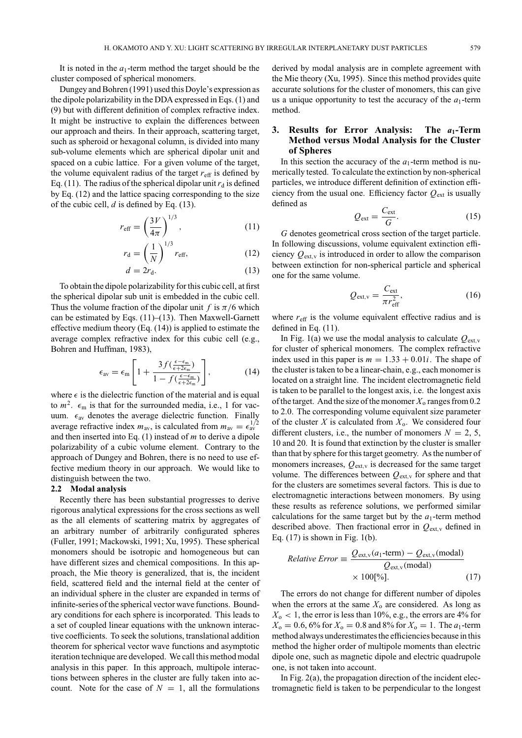It is noted in the $a_1$-term method the target should be the cluster composed of spherical monomers.

Dungey and Bohren (1991) used this Doyle's expression as the dipole polarizability in the DDA expressed in Eqs. (1) and (9) but with different definition of complex refractive index. It might be instructive to explain the differences between our approach and theirs. In their approach, scattering target, such as spheroid or hexagonal column, is divided into many sub-volume elements which are spherical dipolar unit and spaced on a cubic lattice. For a given volume of the target, the volume equivalent radius of the target $r_{\text{eff}}$ is defined by Eq. (11). The radius of the spherical dipolar unit $r_{\text{d}}$ is defined by Eq. (12) and the lattice spacing corresponding to the size of the cubic cell, $d$ is defined by Eq. (13).

$$r_{\text{eff}} = \left(\frac{3V}{4\pi}\right)^{1/3}, \tag{11}$$

$$r_{\text{d}} = \left(\frac{1}{N}\right)^{1/3} r_{\text{eff}}, \tag{12}$$

$$d = 2r_{\text{d}}. \tag{13}$$

To obtain the dipole polarizability for this cubic cell, at first the spherical dipolar sub unit is embedded in the cubic cell. Thus the volume fraction of the dipolar unit $f$ is $\pi/6$ which can be estimated by Eqs. (11)–(13). Then Maxwell-Garnett effective medium theory (Eq. (14)) is applied to estimate the average complex refractive index for this cubic cell (e.g., Bohren and Huffman, 1983),

$$\epsilon_{\text{av}} = \epsilon_{\text{m}} \left[1 + \frac{3f\left(\frac{\epsilon-\epsilon_{\text{m}}}{\epsilon+2\epsilon_{\text{m}}}\right)}{1 - f\left(\frac{\epsilon-\epsilon_{\text{m}}}{\epsilon+2\epsilon_{\text{m}}}\right)}\right], \tag{14}$$

where $\epsilon$ is the dielectric function of the material and is equal to $m^2$. $\epsilon_{\text{m}}$ is that for the surrounded media, i.e., 1 for vacuum. $\epsilon_{\text{av}}$ denotes the average dielectric function. Finally average refractive index $m_{\text{av}}$, is calculated from $m_{\text{av}} = \epsilon_{\text{av}}^{1/2}$ and then inserted into Eq. (1) instead of $m$ to derive a dipole polarizability of a cubic volume element. Contrary to the approach of Dungey and Bohren, there is no need to use effective medium theory in our approach. We would like to distinguish between the two.

### 2.2 Modal analysis

Recently there has been substantial progresses to derive rigorous analytical expressions for the cross sections as well as the all elements of scattering matrix by aggregates of an arbitrary number of arbitrarily configurated spheres (Fuller, 1991; Mackowski, 1991; Xu, 1995). These spherical monomers should be isotropic and homogeneous but can have different sizes and chemical compositions. In this approach, the Mie theory is generalized, that is, the incident field, scattered field and the internal field at the center of an individual sphere in the cluster are expanded in terms of infinite-series of the spherical vector wave functions. Boundary conditions for each sphere is incorporated. This leads to a set of coupled linear equations with the unknown interactive coefficients. To seek the solutions, translational addition theorem for spherical vector wave functions and asymptotic iteration technique are developed. We call this method modal analysis in this paper. In this approach, multipole interactions between spheres in the cluster are fully taken into account. Note for the case of $N = 1$, all the formulations derived by modal analysis are in complete agreement with the Mie theory (Xu, 1995). Since this method provides quite accurate solutions for the cluster of monomers, this can give us a unique opportunity to test the accuracy of the $a_1$-term method.

## 3. Results for Error Analysis: The $a_1$-Term Method versus Modal Analysis for the Cluster of Spheres

In this section the accuracy of the $a_1$-term method is numerically tested. To calculate the extinction by non-spherical particles, we introduce different definition of extinction efficiency from the usual one. Efficiency factor $Q_{\text{ext}}$ is usually defined as

$$Q_{\text{ext}} = \frac{C_{\text{ext}}}{G}. \tag{15}$$

$G$ denotes geometrical cross section of the target particle. In following discussions, volume equivalent extinction efficiency $Q_{\text{ext,v}}$ is introduced in order to allow the comparison between extinction for non-spherical particle and spherical one for the same volume.

$$Q_{\text{ext,v}} = \frac{C_{\text{ext}}}{\pi r_{\text{eff}}^2}, \tag{16}$$

where $r_{\text{eff}}$ is the volume equivalent effective radius and is defined in Eq. (11).

In Fig. 1(a) we use the modal analysis to calculate $Q_{\text{ext,v}}$ for cluster of spherical monomers. The complex refractive index used in this paper is $m = 1.33 + 0.01i$. The shape of the cluster is taken to be a linear-chain, e.g., each monomer is located on a straight line. The incident electromagnetic field is taken to be parallel to the longest axis, i.e. the longest axis of the target. And the size of the monomer $X_{\text{o}}$ ranges from 0.2 to 2.0. The corresponding volume equivalent size parameter of the cluster $X$ is calculated from $X_{\text{o}}$. We considered four different clusters, i.e., the number of monomers $N = 2$, 5, 10 and 20. It is found that extinction by the cluster is smaller than that by sphere for this target geometry. As the number of monomers increases, $Q_{\text{ext,v}}$ is decreased for the same target volume. The differences between $Q_{\text{ext,v}}$ for sphere and that for the clusters are sometimes several factors. This is due to electromagnetic interactions between monomers. By using these results as reference solutions, we performed similar calculations for the same target but by the $a_1$-term method described above. Then fractional error in $Q_{\text{ext,v}}$ defined in Eq. (17) is shown in Fig. 1(b).

$$\textit{Relative Error} \equiv \frac{Q_{\text{ext,v}}(a_1\text{-term}) - Q_{\text{ext,v}}(\text{modal})}{Q_{\text{ext,v}}(\text{modal})} \times 100[\%]. \tag{17}$$

The errors do not change for different number of dipoles when the errors at the same $X_{\text{o}}$ are considered. As long as $X_{\text{o}} < 1$, the error is less than 10%, e.g., the errors are 4% for $X_{\text{o}} = 0.6$, 6% for $X_{\text{o}} = 0.8$ and 8% for $X_{\text{o}} = 1$. The $a_1$-term method always underestimates the efficiencies because in this method the higher order of multipole moments than electric dipole one, such as magnetic dipole and electric quadrupole one, is not taken into account.

In Fig. 2(a), the propagation direction of the incident electromagnetic field is taken to be perpendicular to the longest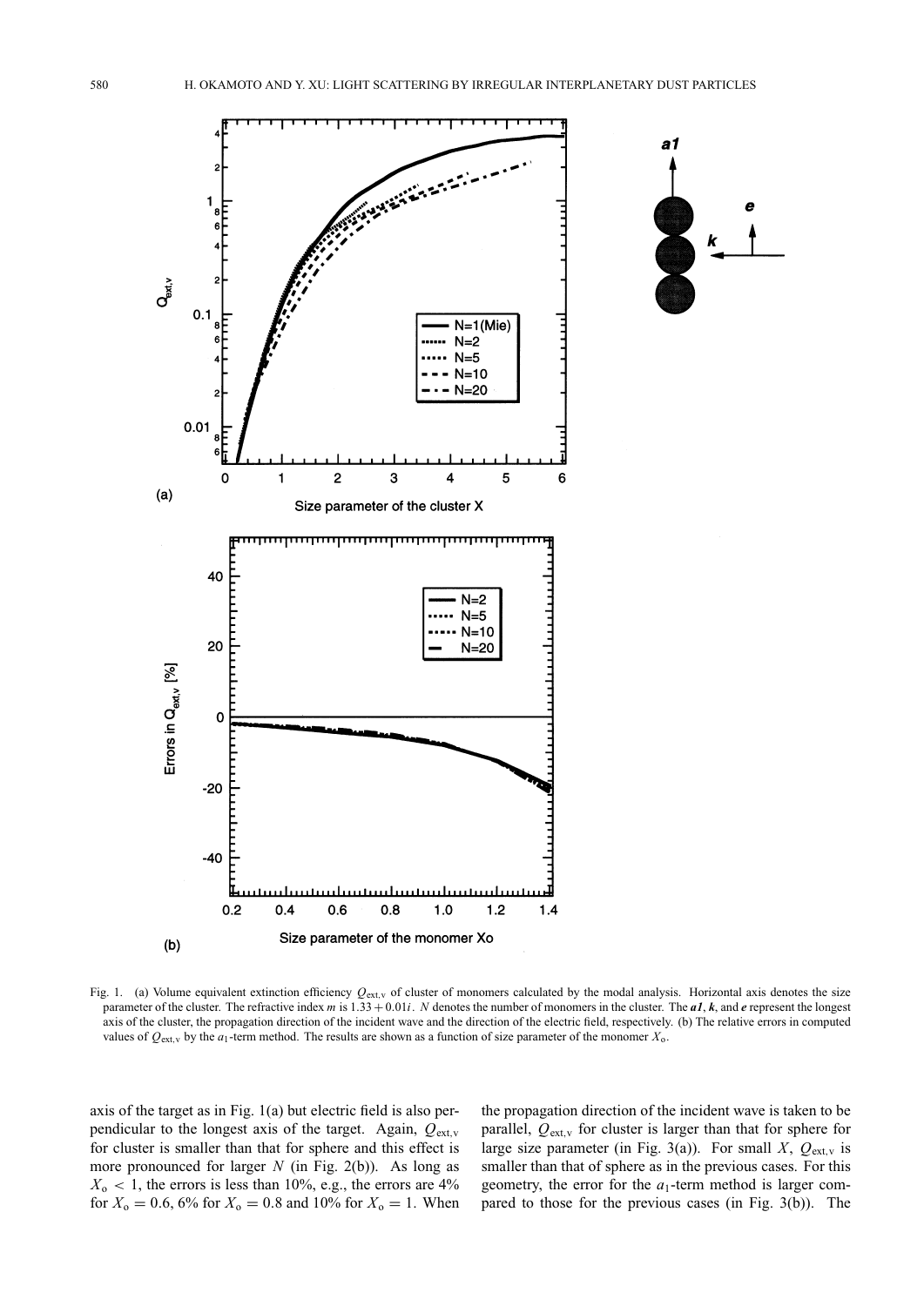(a)

$Q_{ext,v}$

Size parameter of the cluster X

N=1(Mie)
N=2
N=5
N=10
N=20

a1
e
k

(b)

Errors in $Q_{ext,v}$ [%]

Size parameter of the monomer Xo

N=2
N=5
N=10
N=20

Fig. 1. (a) Volume equivalent extinction efficiency $Q_{ext,v}$ of cluster of monomers calculated by the modal analysis. Horizontal axis denotes the size parameter of the cluster. The refractive index $m$ is $1.33 + 0.01i$. $N$ denotes the number of monomers in the cluster. The $\boldsymbol{a1}$, $\boldsymbol{k}$, and $\boldsymbol{e}$ represent the longest axis of the cluster, the propagation direction of the incident wave and the direction of the electric field, respectively. (b) The relative errors in computed values of $Q_{ext,v}$ by the $a_1$-term method. The results are shown as a function of size parameter of the monomer $X_o$.

axis of the target as in Fig. 1(a) but electric field is also perpendicular to the longest axis of the target. Again, $Q_{ext,v}$ for cluster is smaller than that for sphere and this effect is more pronounced for larger $N$ (in Fig. 2(b)). As long as $X_o < 1$, the errors is less than 10%, e.g., the errors are 4% for $X_o = 0.6$, 6% for $X_o = 0.8$ and 10% for $X_o = 1$. When the propagation direction of the incident wave is taken to be parallel, $Q_{ext,v}$ for cluster is larger than that for sphere for large size parameter (in Fig. 3(a)). For small $X$, $Q_{ext,v}$ is smaller than that of sphere as in the previous cases. For this geometry, the error for the $a_1$-term method is larger compared to those for the previous cases (in Fig. 3(b)). The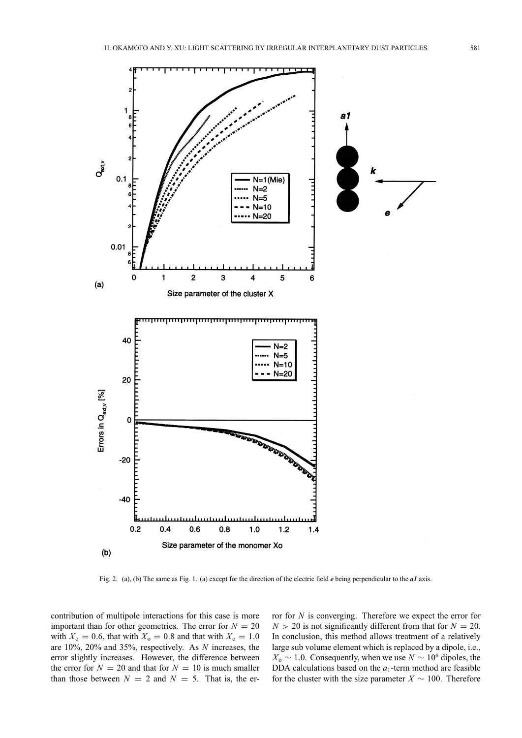(a)

$Q_{ext,v}$

Size parameter of the cluster X

N=1(Mie)
N=2
N=5
N=10
N=20

a1

k

e

(b)

Errors in $Q_{ext,v}$ [%]

Size parameter of the monomer Xo

N=2
N=5
N=10
N=20

Fig. 2. (a), (b) The same as Fig. 1. (a) except for the direction of the electric field ***e*** being perpendicular to the ***a1*** axis.

contribution of multipole interactions for this case is more important than for other geometries. The error for $N = 20$ with $X_o = 0.6$, that with $X_o = 0.8$ and that with $X_o = 1.0$ are 10%, 20% and 35%, respectively. As $N$ increases, the error slightly increases. However, the difference between the error for $N = 20$ and that for $N = 10$ is much smaller than those between $N = 2$ and $N = 5$. That is, the error for $N$ is converging. Therefore we expect the error for $N > 20$ is not significantly different from that for $N = 20$. In conclusion, this method allows treatment of a relatively large sub volume element which is replaced by a dipole, i.e., $X_o \sim 1.0$. Consequently, when we use $N \sim 10^6$ dipoles, the DDA calculations based on the $a_1$-term method are feasible for the cluster with the size parameter $X \sim 100$. Therefore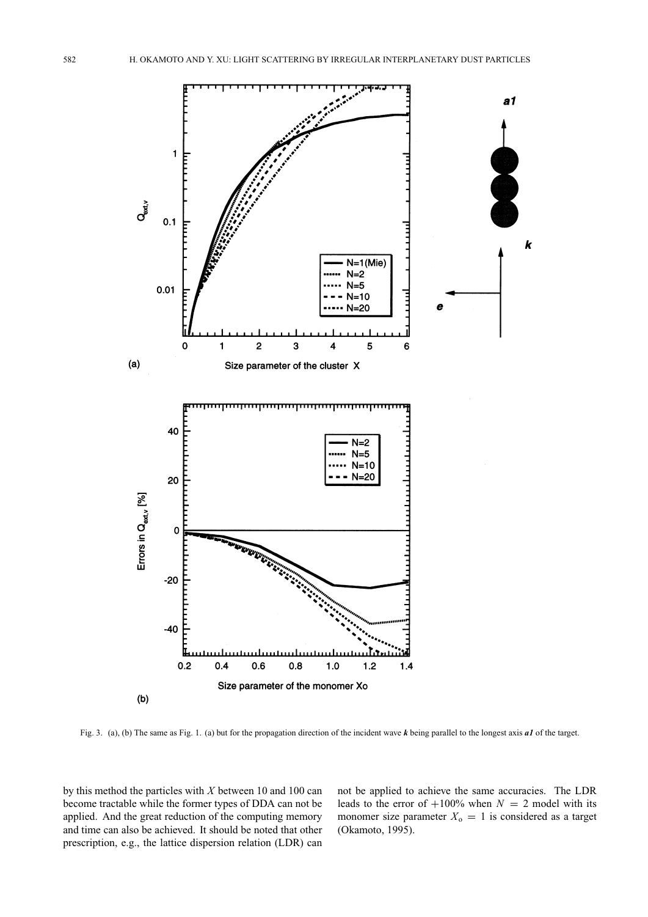a1

k

e

$Q_{ext,v}$

1

0.1

0.01

0 1 2 3 4 5 6

Size parameter of the cluster X

N=1(Mie)
N=2
N=5
N=10
N=20

(a)

Errors in $Q_{ext,v}$ [%]

40

20

0

-20

-40

0.2 0.4 0.6 0.8 1.0 1.2 1.4

Size parameter of the monomer Xo

N=2
N=5
N=10
N=20

(b)

Fig. 3. (a), (b) The same as Fig. 1. (a) but for the propagation direction of the incident wave ***k*** being parallel to the longest axis ***a1*** of the target.

by this method the particles with $X$ between 10 and 100 can become tractable while the former types of DDA can not be applied. And the great reduction of the computing memory and time can also be achieved. It should be noted that other prescription, e.g., the lattice dispersion relation (LDR) can not be applied to achieve the same accuracies. The LDR leads to the error of +100% when $N = 2$ model with its monomer size parameter $X_o = 1$ is considered as a target (Okamoto, 1995).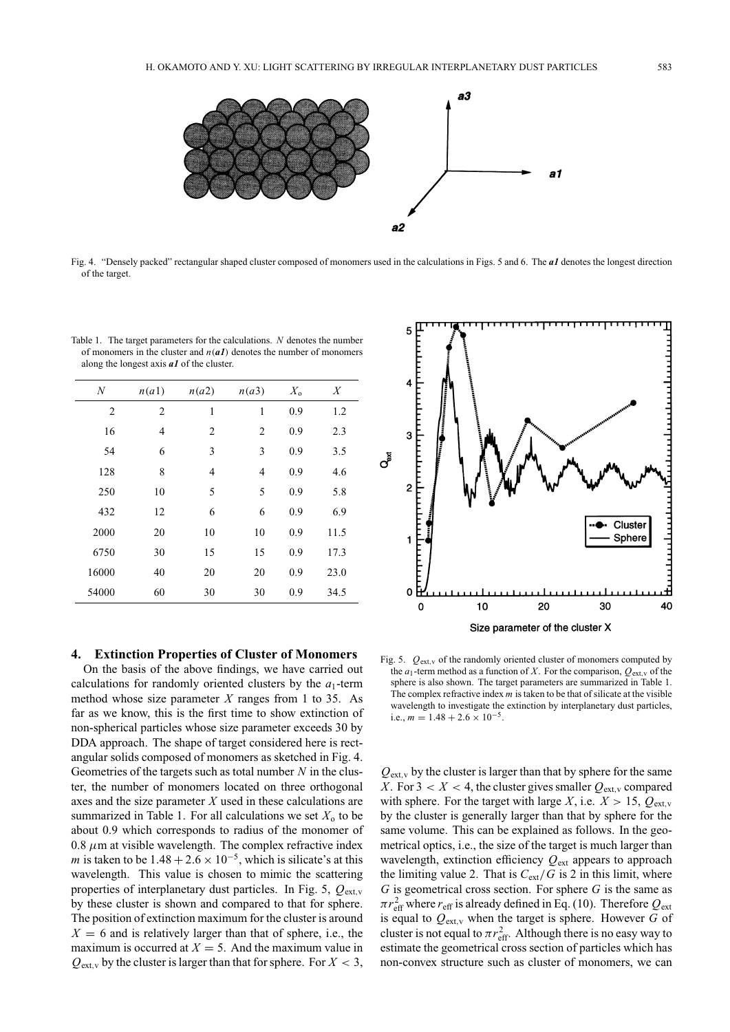a3

a1

a2

Fig. 4. "Densely packed" rectangular shaped cluster composed of monomers used in the calculations in Figs. 5 and 6. The ***a1*** denotes the longest direction of the target.

Table 1. The target parameters for the calculations. $N$ denotes the number of monomers in the cluster and $n(\boldsymbol{a1})$ denotes the number of monomers along the longest axis $\boldsymbol{a1}$ of the cluster.

| $N$ | $n(a1)$ | $n(a2)$ | $n(a3)$ | $X_o$ | $X$ |
|---|---|---|---|---|---|
| 2 | 2 | 1 | 1 | 0.9 | 1.2 |
| 16 | 4 | 2 | 2 | 0.9 | 2.3 |
| 54 | 6 | 3 | 3 | 0.9 | 3.5 |
| 128 | 8 | 4 | 4 | 0.9 | 4.6 |
| 250 | 10 | 5 | 5 | 0.9 | 5.8 |
| 432 | 12 | 6 | 6 | 0.9 | 6.9 |
| 2000 | 20 | 10 | 10 | 0.9 | 11.5 |
| 6750 | 30 | 15 | 15 | 0.9 | 17.3 |
| 16000 | 40 | 20 | 20 | 0.9 | 23.0 |
| 54000 | 60 | 30 | 30 | 0.9 | 34.5 |

$Q_{ext}$

5

4

3

2

1

0

0 10 20 30 40

Size parameter of the cluster X

Cluster

Sphere

Fig. 5. $Q_{\text{ext,v}}$ of the randomly oriented cluster of monomers computed by the $a_1$-term method as a function of $X$. For the comparison, $Q_{\text{ext,v}}$ of the sphere is also shown. The target parameters are summarized in Table 1. The complex refractive index $m$ is taken to be that of silicate at the visible wavelength to investigate the extinction by interplanetary dust particles, i.e., $m = 1.48 + 2.6 \times 10^{-5}$.

## 4. Extinction Properties of Cluster of Monomers

On the basis of the above findings, we have carried out calculations for randomly oriented clusters by the $a_1$-term method whose size parameter $X$ ranges from 1 to 35. As far as we know, this is the first time to show extinction of non-spherical particles whose size parameter exceeds 30 by DDA approach. The shape of target considered here is rectangular solids composed of monomers as sketched in Fig. 4. Geometries of the targets such as total number $N$ in the cluster, the number of monomers located on three orthogonal axes and the size parameter $X$ used in these calculations are summarized in Table 1. For all calculations we set $X_o$ to be about 0.9 which corresponds to radius of the monomer of 0.8 $\mu$m at visible wavelength. The complex refractive index $m$ is taken to be $1.48 + 2.6 \times 10^{-5}$, which is silicate's at this wavelength. This value is chosen to mimic the scattering properties of interplanetary dust particles. In Fig. 5, $Q_{\text{ext,v}}$ by these cluster is shown and compared to that for sphere. The position of extinction maximum for the cluster is around $X = 6$ and is relatively larger than that of sphere, i.e., the maximum is occurred at $X = 5$. And the maximum value in $Q_{\text{ext,v}}$ by the cluster is larger than that for sphere. For $X < 3$, $Q_{\text{ext,v}}$ by the cluster is larger than that by sphere for the same $X$. For $3 < X < 4$, the cluster gives smaller $Q_{\text{ext,v}}$ compared with sphere. For the target with large $X$, i.e. $X > 15$, $Q_{\text{ext,v}}$ by the cluster is generally larger than that by sphere for the same volume. This can be explained as follows. In the geometrical optics, i.e., the size of the target is much larger than wavelength, extinction efficiency $Q_{\text{ext}}$ appears to approach the limiting value 2. That is $C_{\text{ext}}/G$ is 2 in this limit, where $G$ is geometrical cross section. For sphere $G$ is the same as $\pi r_{\text{eff}}^2$ where $r_{\text{eff}}$ is already defined in Eq. (10). Therefore $Q_{\text{ext}}$ is equal to $Q_{\text{ext,v}}$ when the target is sphere. However $G$ of cluster is not equal to $\pi r_{\text{eff}}^2$. Although there is no easy way to estimate the geometrical cross section of particles which has non-convex structure such as cluster of monomers, we can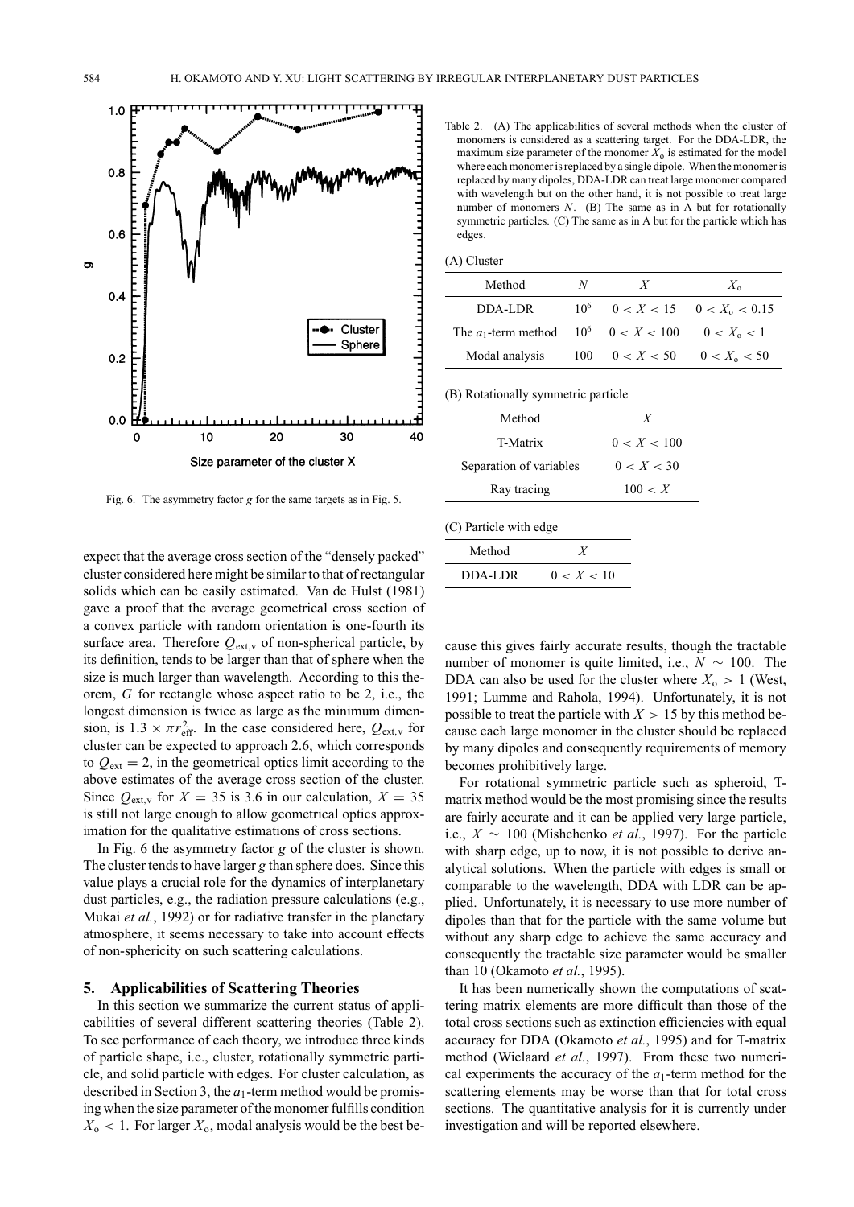Fig. 6. The asymmetry factor $g$ for the same targets as in Fig. 5.

expect that the average cross section of the "densely packed" cluster considered here might be similar to that of rectangular solids which can be easily estimated. Van de Hulst (1981) gave a proof that the average geometrical cross section of a convex particle with random orientation is one-fourth its surface area. Therefore $Q_{\mathrm{ext,v}}$ of non-spherical particle, by its definition, tends to be larger than that of sphere when the size is much larger than wavelength. According to this theorem, $G$ for rectangle whose aspect ratio to be 2, i.e., the longest dimension is twice as large as the minimum dimension, is $1.3 \times \pi r_{\mathrm{eff}}^2$. In the case considered here, $Q_{\mathrm{ext,v}}$ for cluster can be expected to approach 2.6, which corresponds to $Q_{\mathrm{ext}} = 2$, in the geometrical optics limit according to the above estimates of the average cross section of the cluster. Since $Q_{\mathrm{ext,v}}$ for $X = 35$ is 3.6 in our calculation, $X = 35$ is still not large enough to allow geometrical optics approximation for the qualitative estimations of cross sections.

In Fig. 6 the asymmetry factor $g$ of the cluster is shown. The cluster tends to have larger $g$ than sphere does. Since this value plays a crucial role for the dynamics of interplanetary dust particles, e.g., the radiation pressure calculations (e.g., Mukai *et al.*, 1992) or for radiative transfer in the planetary atmosphere, it seems necessary to take into account effects of non-sphericity on such scattering calculations.

## 5. Applicabilities of Scattering Theories

In this section we summarize the current status of applicabilities of several different scattering theories (Table 2). To see performance of each theory, we introduce three kinds of particle shape, i.e., cluster, rotationally symmetric particle, and solid particle with edges. For cluster calculation, as described in Section 3, the $a_1$-term method would be promising when the size parameter of the monomer fulfills condition $X_o < 1$. For larger $X_o$, modal analysis would be the best because this gives fairly accurate results, though the tractable number of monomer is quite limited, i.e., $N \sim 100$. The DDA can also be used for the cluster where $X_o > 1$ (West, 1991; Lumme and Rahola, 1994). Unfortunately, it is not possible to treat the particle with $X > 15$ by this method because each large monomer in the cluster should be replaced by many dipoles and consequently requirements of memory becomes prohibitively large.

For rotational symmetric particle such as spheroid, T-matrix method would be the most promising since the results are fairly accurate and it can be applied very large particle, i.e., $X \sim 100$ (Mishchenko *et al.*, 1997). For the particle with sharp edge, up to now, it is not possible to derive analytical solutions. When the particle with edges is small or comparable to the wavelength, DDA with LDR can be applied. Unfortunately, it is necessary to use more number of dipoles than that for the particle with the same volume but without any sharp edge to achieve the same accuracy and consequently the tractable size parameter would be smaller than 10 (Okamoto *et al.*, 1995).

It has been numerically shown the computations of scattering matrix elements are more difficult than those of the total cross sections such as extinction efficiencies with equal accuracy for DDA (Okamoto *et al.*, 1995) and for T-matrix method (Wielaard *et al.*, 1997). From these two numerical experiments the accuracy of the $a_1$-term method for the scattering elements may be worse than that for total cross sections. The quantitative analysis for it is currently under investigation and will be reported elsewhere.

Table 2. (A) The applicabilities of several methods when the cluster of monomers is considered as a scattering target. For the DDA-LDR, the maximum size parameter of the monomer $X_o$ is estimated for the model where each monomer is replaced by a single dipole. When the monomer is replaced by many dipoles, DDA-LDR can treat large monomer compared with wavelength but on the other hand, it is not possible to treat large number of monomers $N$. (B) The same as in A but for rotationally symmetric particles. (C) The same as in A but for the particle which has edges.

(A) Cluster

| Method | $N$ | $X$ | $X_o$ |
|---|---|---|---|
| DDA-LDR | $10^6$ | $0 < X < 15$ | $0 < X_o < 0.15$ |
| The $a_1$-term method | $10^6$ | $0 < X < 100$ | $0 < X_o < 1$ |
| Modal analysis | 100 | $0 < X < 50$ | $0 < X_o < 50$ |

(B) Rotationally symmetric particle

| Method | $X$ |
|---|---|
| T-Matrix | $0 < X < 100$ |
| Separation of variables | $0 < X < 30$ |
| Ray tracing | $100 < X$ |

(C) Particle with edge

| Method | $X$ |
|---|---|
| DDA-LDR | $0 < X < 10$ |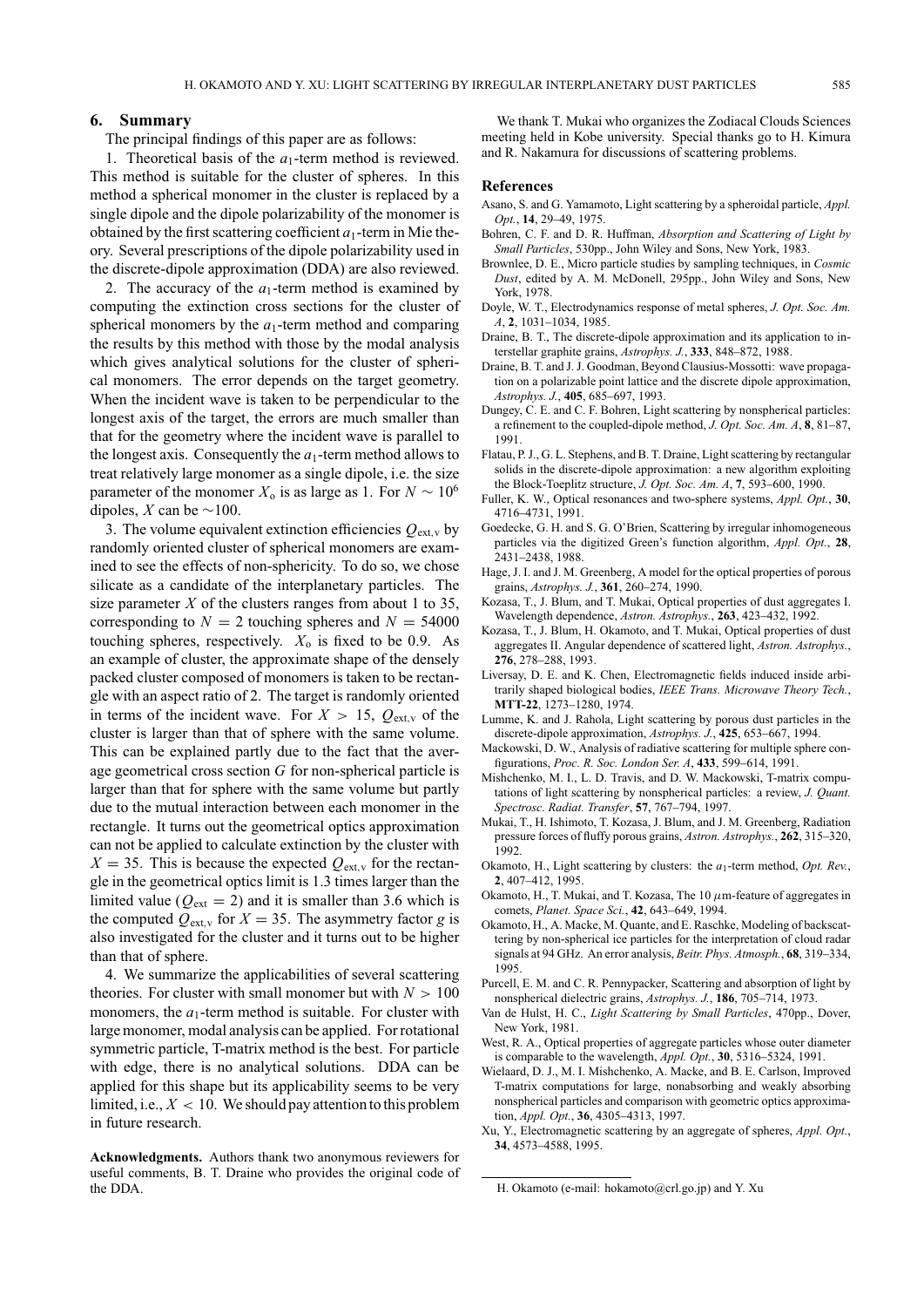## 6. Summary

The principal findings of this paper are as follows:

1. Theoretical basis of the $a_1$-term method is reviewed. This method is suitable for the cluster of spheres. In this method a spherical monomer in the cluster is replaced by a single dipole and the dipole polarizability of the monomer is obtained by the first scattering coefficient $a_1$-term in Mie theory. Several prescriptions of the dipole polarizability used in the discrete-dipole approximation (DDA) are also reviewed.

2. The accuracy of the $a_1$-term method is examined by computing the extinction cross sections for the cluster of spherical monomers by the $a_1$-term method and comparing the results by this method with those by the modal analysis which gives analytical solutions for the cluster of spherical monomers. The error depends on the target geometry. When the incident wave is taken to be perpendicular to the longest axis of the target, the errors are much smaller than that for the geometry where the incident wave is parallel to the longest axis. Consequently the $a_1$-term method allows to treat relatively large monomer as a single dipole, i.e. the size parameter of the monomer $X_o$ is as large as 1. For $N \sim 10^6$ dipoles, $X$ can be $\sim 100$.

3. The volume equivalent extinction efficiencies $Q_{ext,v}$ by randomly oriented cluster of spherical monomers are examined to see the effects of non-sphericity. To do so, we chose silicate as a candidate of the interplanetary particles. The size parameter $X$ of the clusters ranges from about 1 to 35, corresponding to $N = 2$ touching spheres and $N = 54000$ touching spheres, respectively. $X_o$ is fixed to be 0.9. As an example of cluster, the approximate shape of the densely packed cluster composed of monomers is taken to be rectangle with an aspect ratio of 2. The target is randomly oriented in terms of the incident wave. For $X > 15$, $Q_{ext,v}$ of the cluster is larger than that of sphere with the same volume. This can be explained partly due to the fact that the average geometrical cross section $G$ for non-spherical particle is larger than that for sphere with the same volume but partly due to the mutual interaction between each monomer in the rectangle. It turns out the geometrical optics approximation can not be applied to calculate extinction by the cluster with $X = 35$. This is because the expected $Q_{ext,v}$ for the rectangle in the geometrical optics limit is 1.3 times larger than the limited value ($Q_{ext} = 2$) and it is smaller than 3.6 which is the computed $Q_{ext,v}$ for $X = 35$. The asymmetry factor $g$ is also investigated for the cluster and it turns out to be higher than that of sphere.

4. We summarize the applicabilities of several scattering theories. For cluster with small monomer but with $N > 100$ monomers, the $a_1$-term method is suitable. For cluster with large monomer, modal analysis can be applied. For rotational symmetric particle, T-matrix method is the best. For particle with edge, there is no analytical solutions. DDA can be applied for this shape but its applicability seems to be very limited, i.e., $X < 10$. We should pay attention to this problem in future research.

**Acknowledgments.** Authors thank two anonymous reviewers for useful comments, B. T. Draine who provides the original code of the DDA.

We thank T. Mukai who organizes the Zodiacal Clouds Sciences meeting held in Kobe university. Special thanks go to H. Kimura and R. Nakamura for discussions of scattering problems.

## References

Asano, S. and G. Yamamoto, Light scattering by a spheroidal particle, *Appl. Opt.*, **14**, 29–49, 1975.

Bohren, C. F. and D. R. Huffman, *Absorption and Scattering of Light by Small Particles*, 530pp., John Wiley and Sons, New York, 1983.

Brownlee, D. E., Micro particle studies by sampling techniques, in *Cosmic Dust*, edited by A. M. McDonell, 295pp., John Wiley and Sons, New York, 1978.

Doyle, W. T., Electrodynamics response of metal spheres, *J. Opt. Soc. Am. A*, **2**, 1031–1034, 1985.

Draine, B. T., The discrete-dipole approximation and its application to interstellar graphite grains, *Astrophys. J.*, **333**, 848–872, 1988.

Draine, B. T. and J. J. Goodman, Beyond Clausius-Mossotti: wave propagation on a polarizable point lattice and the discrete dipole approximation, *Astrophys. J.*, **405**, 685–697, 1993.

Dungey, C. E. and C. F. Bohren, Light scattering by nonspherical particles: a refinement to the coupled-dipole method, *J. Opt. Soc. Am. A*, **8**, 81–87, 1991.

Flatau, P. J., G. L. Stephens, and B. T. Draine, Light scattering by rectangular solids in the discrete-dipole approximation: a new algorithm exploiting the Block-Toeplitz structure, *J. Opt. Soc. Am. A*, **7**, 593–600, 1990.

Fuller, K. W., Optical resonances and two-sphere systems, *Appl. Opt.*, **30**, 4716–4731, 1991.

Goedecke, G. H. and S. G. O'Brien, Scattering by irregular inhomogeneous particles via the digitized Green's function algorithm, *Appl. Opt.*, **28**, 2431–2438, 1988.

Hage, J. I. and J. M. Greenberg, A model for the optical properties of porous grains, *Astrophys. J.*, **361**, 260–274, 1990.

Kozasa, T., J. Blum, and T. Mukai, Optical properties of dust aggregates I. Wavelength dependence, *Astron. Astrophys.*, **263**, 423–432, 1992.

Kozasa, T., J. Blum, H. Okamoto, and T. Mukai, Optical properties of dust aggregates II. Angular dependence of scattered light, *Astron. Astrophys.*, **276**, 278–288, 1993.

Liversay, D. E. and K. Chen, Electromagnetic fields induced inside arbitrarily shaped biological bodies, *IEEE Trans. Microwave Theory Tech.*, **MTT-22**, 1273–1280, 1974.

Lumme, K. and J. Rahola, Light scattering by porous dust particles in the discrete-dipole approximation, *Astrophys. J.*, **425**, 653–667, 1994.

Mackowski, D. W., Analysis of radiative scattering for multiple sphere configurations, *Proc. R. Soc. London Ser. A*, **433**, 599–614, 1991.

Mishchenko, M. I., L. D. Travis, and D. W. Mackowski, T-matrix computations of light scattering by nonspherical particles: a review, *J. Quant. Spectrosc. Radiat. Transfer*, **57**, 767–794, 1997.

Mukai, T., H. Ishimoto, T. Kozasa, J. Blum, and J. M. Greenberg, Radiation pressure forces of fluffy porous grains, *Astron. Astrophys.*, **262**, 315–320, 1992.

Okamoto, H., Light scattering by clusters: the $a_1$-term method, *Opt. Rev.*, **2**, 407–412, 1995.

Okamoto, H., T. Mukai, and T. Kozasa, The 10 $\mu$m-feature of aggregates in comets, *Planet. Space Sci.*, **42**, 643–649, 1994.

Okamoto, H., A. Macke, M. Quante, and E. Raschke, Modeling of backscattering by non-spherical ice particles for the interpretation of cloud radar signals at 94 GHz. An error analysis, *Beitr. Phys. Atmosph.*, **68**, 319–334, 1995.

Purcell, E. M. and C. R. Pennypacker, Scattering and absorption of light by nonspherical dielectric grains, *Astrophys. J.*, **186**, 705–714, 1973.

Van de Hulst, H. C., *Light Scattering by Small Particles*, 470pp., Dover, New York, 1981.

West, R. A., Optical properties of aggregate particles whose outer diameter is comparable to the wavelength, *Appl. Opt.*, **30**, 5316–5324, 1991.

Wielaard, D. J., M. I. Mishchenko, A. Macke, and B. E. Carlson, Improved T-matrix computations for large, nonabsorbing and weakly absorbing nonspherical particles and comparison with geometric optics approximation, *Appl. Opt.*, **36**, 4305–4313, 1997.

Xu, Y., Electromagnetic scattering by an aggregate of spheres, *Appl. Opt.*, **34**, 4573–4588, 1995.

---

H. Okamoto (e-mail: hokamoto@crl.go.jp) and Y. Xu